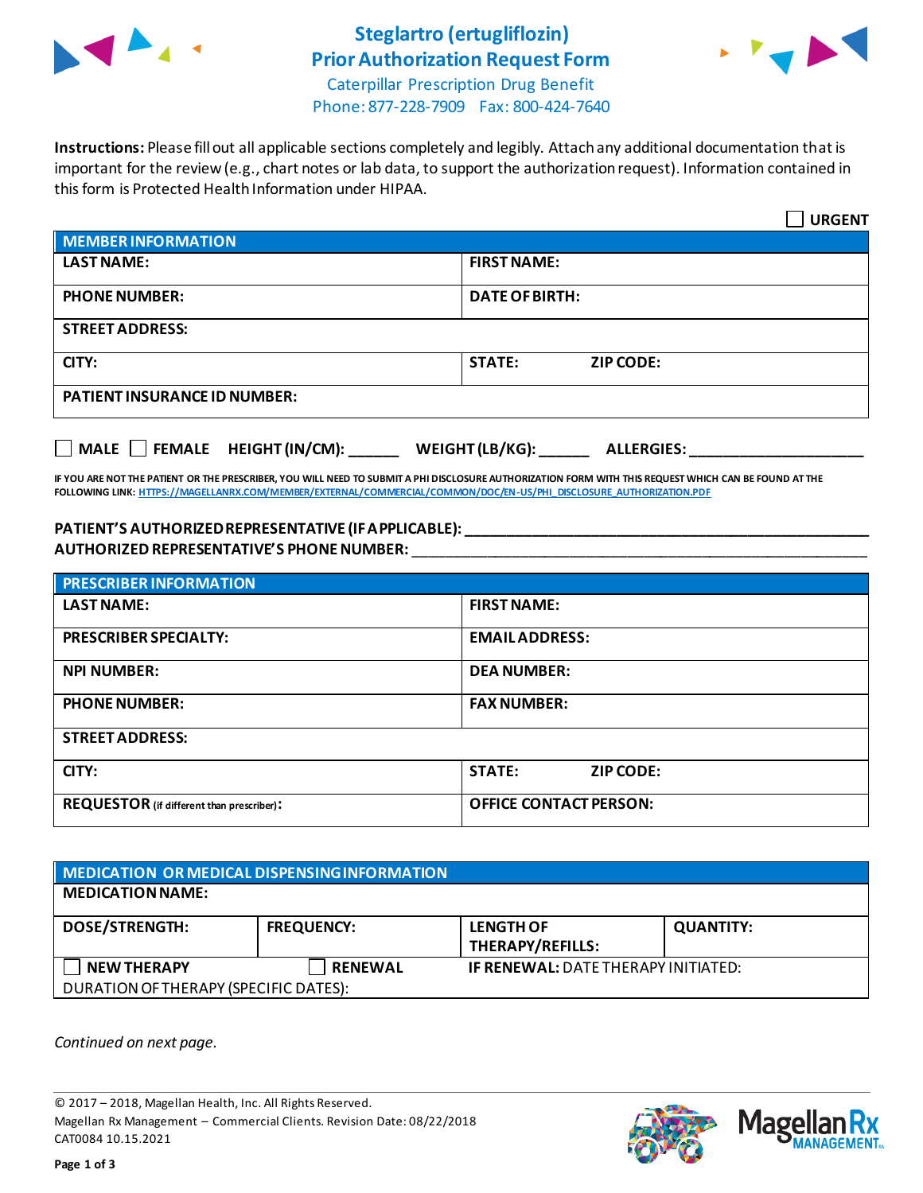# Steglartro (ertugliflozin) Prior Authorization Request Form

Caterpillar Prescription Drug Benefit
Phone: 877-228-7909 Fax: 800-424-7640

**Instructions:** Please fill out all applicable sections completely and legibly. Attach any additional documentation that is important for the review (e.g., chart notes or lab data, to support the authorization request). Information contained in this form is Protected Health Information under HIPAA.

☐ **URGENT**

| MEMBER INFORMATION | |
|---|---|
| **LAST NAME:** | **FIRST NAME:** |
| **PHONE NUMBER:** | **DATE OF BIRTH:** |
| **STREET ADDRESS:** | |
| **CITY:** | **STATE:** **ZIP CODE:** |
| **PATIENT INSURANCE ID NUMBER:** | |

☐ **MALE** ☐ **FEMALE** **HEIGHT (IN/CM):** ______ **WEIGHT (LB/KG):** ______ **ALLERGIES:** ____________________

**IF YOU ARE NOT THE PATIENT OR THE PRESCRIBER, YOU WILL NEED TO SUBMIT A PHI DISCLOSURE AUTHORIZATION FORM WITH THIS REQUEST WHICH CAN BE FOUND AT THE FOLLOWING LINK: HTTPS://MAGELLANRX.COM/MEMBER/EXTERNAL/COMMERCIAL/COMMON/DOC/EN-US/PHI_DISCLOSURE_AUTHORIZATION.PDF**

**PATIENT'S AUTHORIZED REPRESENTATIVE (IF APPLICABLE):** ____________________________________________
**AUTHORIZED REPRESENTATIVE'S PHONE NUMBER:** ____________________________________________

| PRESCRIBER INFORMATION | |
|---|---|
| **LAST NAME:** | **FIRST NAME:** |
| **PRESCRIBER SPECIALTY:** | **EMAIL ADDRESS:** |
| **NPI NUMBER:** | **DEA NUMBER:** |
| **PHONE NUMBER:** | **FAX NUMBER:** |
| **STREET ADDRESS:** | |
| **CITY:** | **STATE:** **ZIP CODE:** |
| **REQUESTOR** (if different than prescriber)**:** | **OFFICE CONTACT PERSON:** |

| MEDICATION OR MEDICAL DISPENSING INFORMATION | | | |
|---|---|---|---|
| **MEDICATION NAME:** | | | |
| **DOSE/STRENGTH:** | **FREQUENCY:** | **LENGTH OF THERAPY/REFILLS:** | **QUANTITY:** |
| ☐ **NEW THERAPY** | ☐ **RENEWAL** | **IF RENEWAL:** DATE THERAPY INITIATED: | |
| DURATION OF THERAPY (SPECIFIC DATES): | | | |

*Continued on next page.*

© 2017 – 2018, Magellan Health, Inc. All Rights Reserved.
Magellan Rx Management – Commercial Clients. Revision Date: 08/22/2018
CAT0084 10.15.2021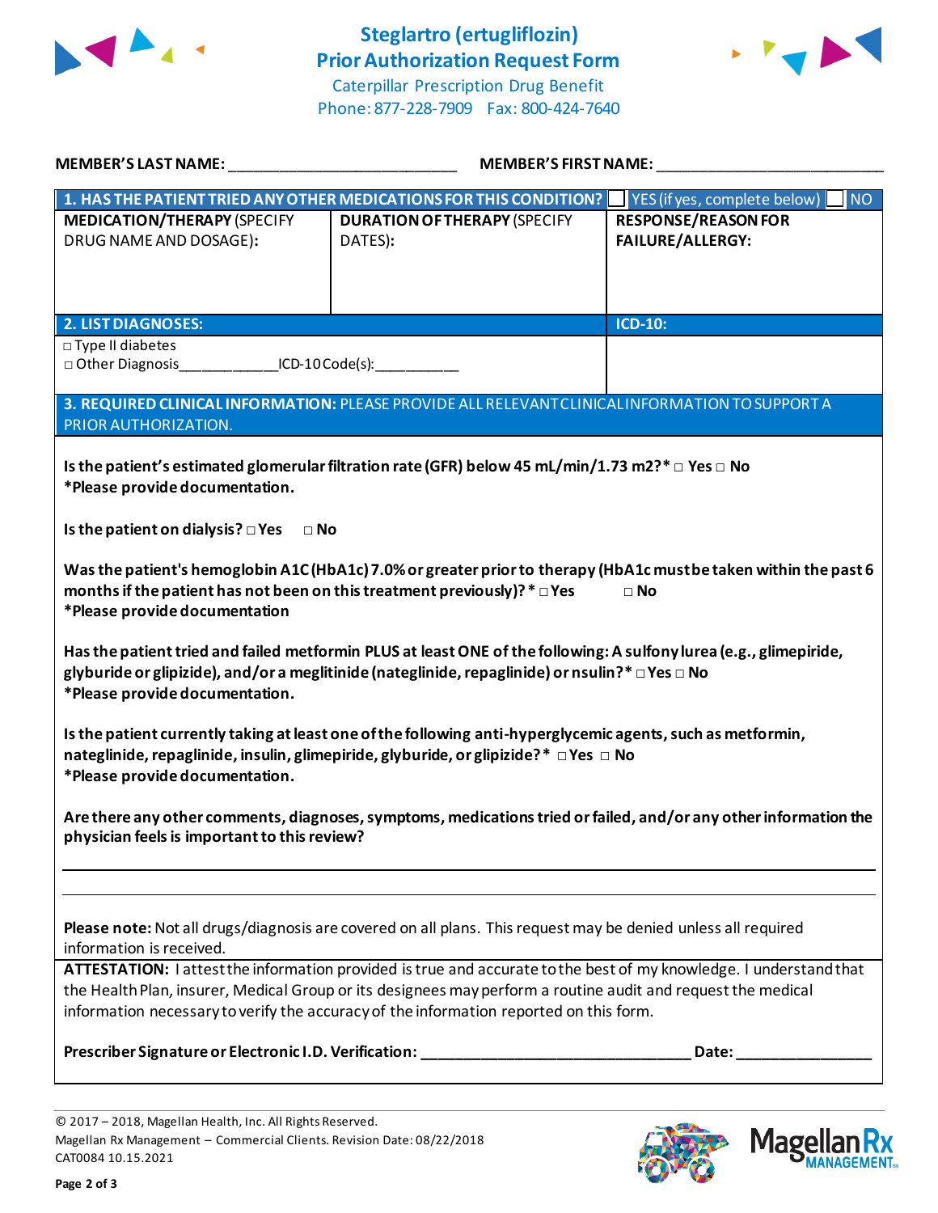# Steglartro (ertugliflozin)
## Prior Authorization Request Form

Caterpillar Prescription Drug Benefit
Phone: 877-228-7909 Fax: 800-424-7640

**MEMBER'S LAST NAME:** ___________________________ **MEMBER'S FIRST NAME:** ___________________________

**1. HAS THE PATIENT TRIED ANY OTHER MEDICATIONS FOR THIS CONDITION?** ☐ YES (if yes, complete below) ☐ NO

| **MEDICATION/THERAPY** (SPECIFY DRUG NAME AND DOSAGE): | **DURATION OF THERAPY** (SPECIFY DATES): | **RESPONSE/REASON FOR FAILURE/ALLERGY:** |
|---|---|---|
| | | |

| **2. LIST DIAGNOSES:** | **ICD-10:** |
|---|---|
| □ Type II diabetes<br>□ Other Diagnosis____________ICD-10 Code(s):__________ | |

**3. REQUIRED CLINICAL INFORMATION:** PLEASE PROVIDE ALL RELEVANT CLINICAL INFORMATION TO SUPPORT A PRIOR AUTHORIZATION.

**Is the patient's estimated glomerular filtration rate (GFR) below 45 mL/min/1.73 m2?*** □ **Yes** □ **No**
***Please provide documentation.**

**Is the patient on dialysis?** □ **Yes** □ **No**

**Was the patient's hemoglobin A1C (HbA1c) 7.0% or greater prior to therapy (HbA1c must be taken within the past 6 months if the patient has not been on this treatment previously)?*** □ **Yes** □ **No**
***Please provide documentation**

**Has the patient tried and failed metformin PLUS at least ONE of the following: A sulfonylurea (e.g., glimepiride, glyburide or glipizide), and/or a meglitinide (nateglinide, repaglinide) or nsulin?*** □ **Yes** □ **No**
***Please provide documentation.**

**Is the patient currently taking at least one of the following anti-hyperglycemic agents, such as metformin, nateglinide, repaglinide, insulin, glimepiride, glyburide, or glipizide?*** □ **Yes** □ **No**
***Please provide documentation.**

**Are there any other comments, diagnoses, symptoms, medications tried or failed, and/or any other information the physician feels is important to this review?**

_______________________________________________________________________________

_______________________________________________________________________________

**Please note:** Not all drugs/diagnosis are covered on all plans. This request may be denied unless all required information is received.

**ATTESTATION:** I attest the information provided is true and accurate to the best of my knowledge. I understand that the Health Plan, insurer, Medical Group or its designees may perform a routine audit and request the medical information necessary to verify the accuracy of the information reported on this form.

**Prescriber Signature or Electronic I.D. Verification:** ________________________________ **Date:** ________________

© 2017 – 2018, Magellan Health, Inc. All Rights Reserved.
Magellan Rx Management – Commercial Clients. Revision Date: 08/22/2018
CAT0084 10.15.2021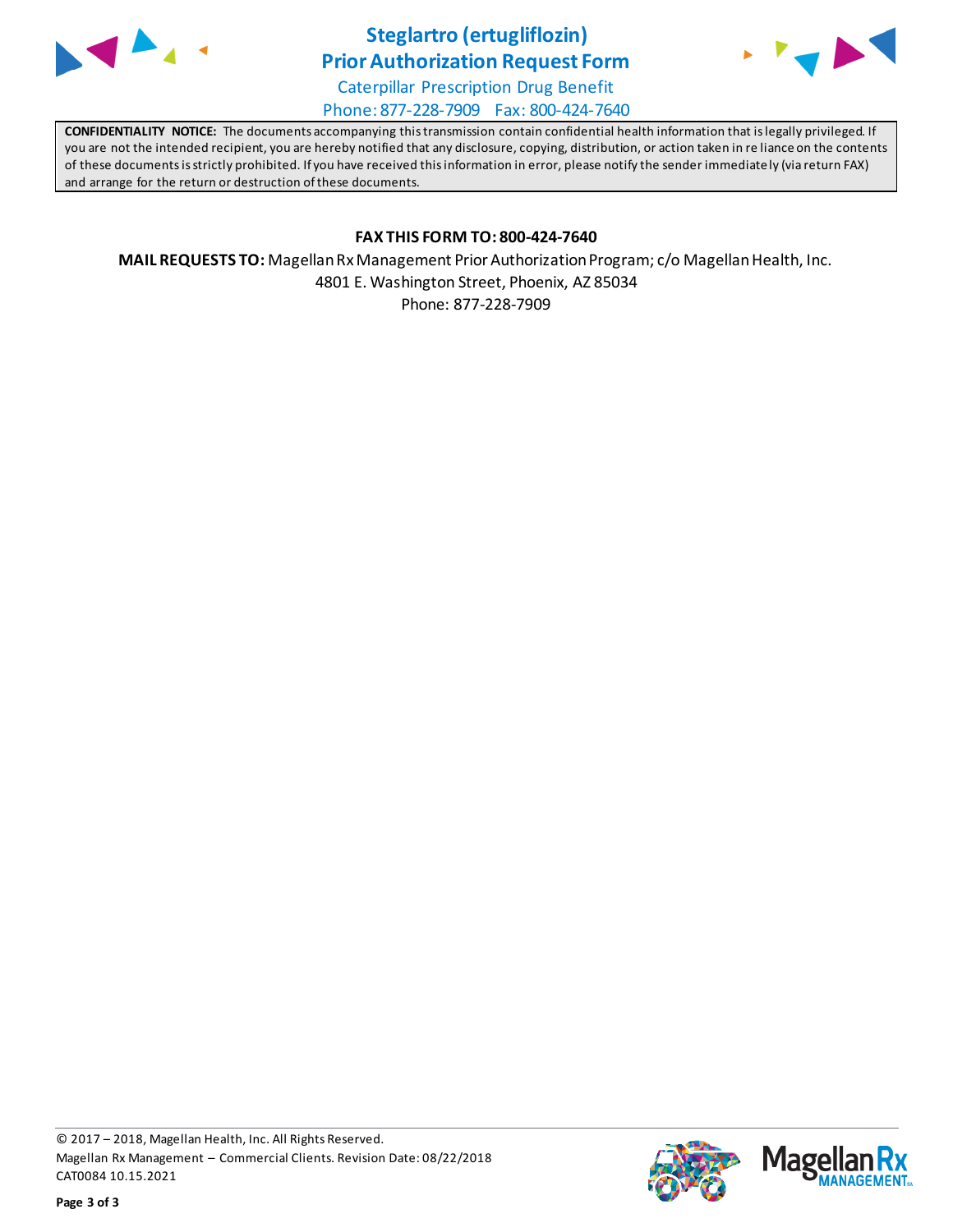# Steglartro (ertugliflozin)
# Prior Authorization Request Form

Caterpillar Prescription Drug Benefit

Phone: 877-228-7909 Fax: 800-424-7640

**CONFIDENTIALITY NOTICE:** The documents accompanying this transmission contain confidential health information that is legally privileged. If you are not the intended recipient, you are hereby notified that any disclosure, copying, distribution, or action taken in reliance on the contents of these documents is strictly prohibited. If you have received this information in error, please notify the sender immediately (via return FAX) and arrange for the return or destruction of these documents.

**FAX THIS FORM TO: 800-424-7640**

**MAIL REQUESTS TO:** Magellan Rx Management Prior Authorization Program; c/o Magellan Health, Inc.
4801 E. Washington Street, Phoenix, AZ 85034
Phone: 877-228-7909

© 2017 – 2018, Magellan Health, Inc. All Rights Reserved.
Magellan Rx Management – Commercial Clients. Revision Date: 08/22/2018
CAT0084 10.15.2021